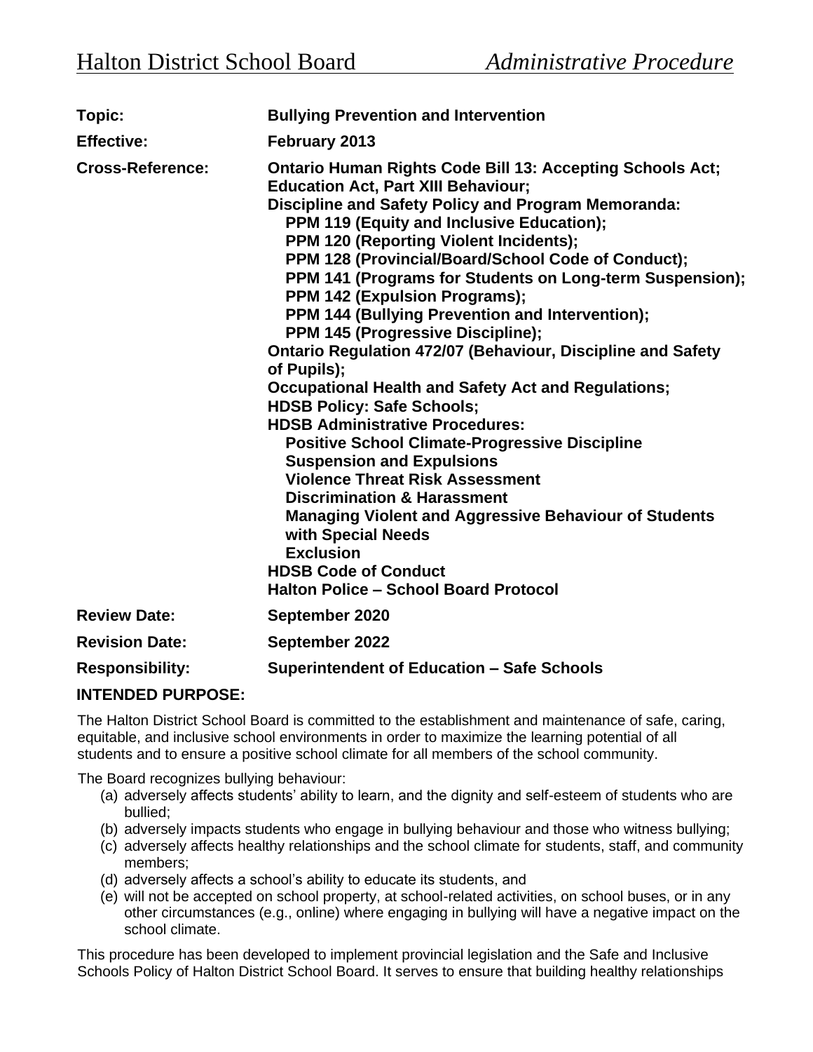# Halton District School Board *Administrative Procedure*

| | |
|---|---|
| **Topic:** | **Bullying Prevention and Intervention** |
| **Effective:** | **February 2013** |
| **Cross-Reference:** | **Ontario Human Rights Code Bill 13: Accepting Schools Act; Education Act, Part XIII Behaviour; Discipline and Safety Policy and Program Memoranda: PPM 119 (Equity and Inclusive Education); PPM 120 (Reporting Violent Incidents); PPM 128 (Provincial/Board/School Code of Conduct); PPM 141 (Programs for Students on Long-term Suspension); PPM 142 (Expulsion Programs); PPM 144 (Bullying Prevention and Intervention); PPM 145 (Progressive Discipline); Ontario Regulation 472/07 (Behaviour, Discipline and Safety of Pupils); Occupational Health and Safety Act and Regulations; HDSB Policy: Safe Schools; HDSB Administrative Procedures: Positive School Climate-Progressive Discipline; Suspension and Expulsions; Violence Threat Risk Assessment; Discrimination & Harassment; Managing Violent and Aggressive Behaviour of Students with Special Needs; Exclusion; HDSB Code of Conduct; Halton Police – School Board Protocol** |
| **Review Date:** | **September 2020** |
| **Revision Date:** | **September 2022** |
| **Responsibility:** | **Superintendent of Education – Safe Schools** |

## INTENDED PURPOSE:

The Halton District School Board is committed to the establishment and maintenance of safe, caring, equitable, and inclusive school environments in order to maximize the learning potential of all students and to ensure a positive school climate for all members of the school community.

The Board recognizes bullying behaviour:

(a) adversely affects students' ability to learn, and the dignity and self-esteem of students who are bullied;

(b) adversely impacts students who engage in bullying behaviour and those who witness bullying;

(c) adversely affects healthy relationships and the school climate for students, staff, and community members;

(d) adversely affects a school's ability to educate its students, and

(e) will not be accepted on school property, at school-related activities, on school buses, or in any other circumstances (e.g., online) where engaging in bullying will have a negative impact on the school climate.

This procedure has been developed to implement provincial legislation and the Safe and Inclusive Schools Policy of Halton District School Board. It serves to ensure that building healthy relationships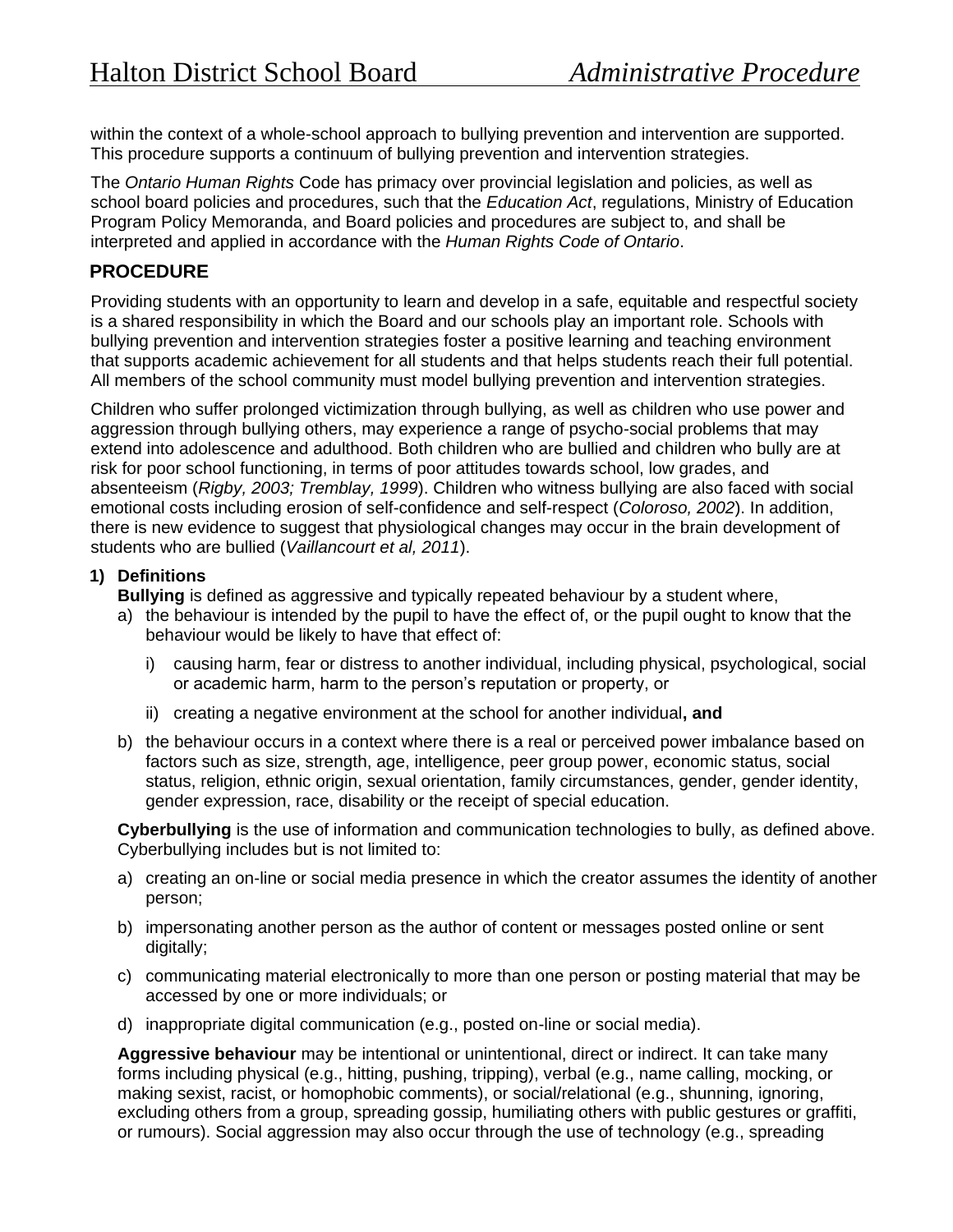within the context of a whole-school approach to bullying prevention and intervention are supported. This procedure supports a continuum of bullying prevention and intervention strategies.

The *Ontario Human Rights* Code has primacy over provincial legislation and policies, as well as school board policies and procedures, such that the *Education Act*, regulations, Ministry of Education Program Policy Memoranda, and Board policies and procedures are subject to, and shall be interpreted and applied in accordance with the *Human Rights Code of Ontario*.

## PROCEDURE

Providing students with an opportunity to learn and develop in a safe, equitable and respectful society is a shared responsibility in which the Board and our schools play an important role. Schools with bullying prevention and intervention strategies foster a positive learning and teaching environment that supports academic achievement for all students and that helps students reach their full potential. All members of the school community must model bullying prevention and intervention strategies.

Children who suffer prolonged victimization through bullying, as well as children who use power and aggression through bullying others, may experience a range of psycho-social problems that may extend into adolescence and adulthood. Both children who are bullied and children who bully are at risk for poor school functioning, in terms of poor attitudes towards school, low grades, and absenteeism (*Rigby, 2003; Tremblay, 1999*). Children who witness bullying are also faced with social emotional costs including erosion of self-confidence and self-respect (*Coloroso, 2002*). In addition, there is new evidence to suggest that physiological changes may occur in the brain development of students who are bullied (*Vaillancourt et al, 2011*).

**1) Definitions**

**Bullying** is defined as aggressive and typically repeated behaviour by a student where,

a) the behaviour is intended by the pupil to have the effect of, or the pupil ought to know that the behaviour would be likely to have that effect of:

   i) causing harm, fear or distress to another individual, including physical, psychological, social or academic harm, harm to the person's reputation or property, or

   ii) creating a negative environment at the school for another individual**, and**

b) the behaviour occurs in a context where there is a real or perceived power imbalance based on factors such as size, strength, age, intelligence, peer group power, economic status, social status, religion, ethnic origin, sexual orientation, family circumstances, gender, gender identity, gender expression, race, disability or the receipt of special education.

**Cyberbullying** is the use of information and communication technologies to bully, as defined above. Cyberbullying includes but is not limited to:

a) creating an on-line or social media presence in which the creator assumes the identity of another person;

b) impersonating another person as the author of content or messages posted online or sent digitally;

c) communicating material electronically to more than one person or posting material that may be accessed by one or more individuals; or

d) inappropriate digital communication (e.g., posted on-line or social media).

**Aggressive behaviour** may be intentional or unintentional, direct or indirect. It can take many forms including physical (e.g., hitting, pushing, tripping), verbal (e.g., name calling, mocking, or making sexist, racist, or homophobic comments), or social/relational (e.g., shunning, ignoring, excluding others from a group, spreading gossip, humiliating others with public gestures or graffiti, or rumours). Social aggression may also occur through the use of technology (e.g., spreading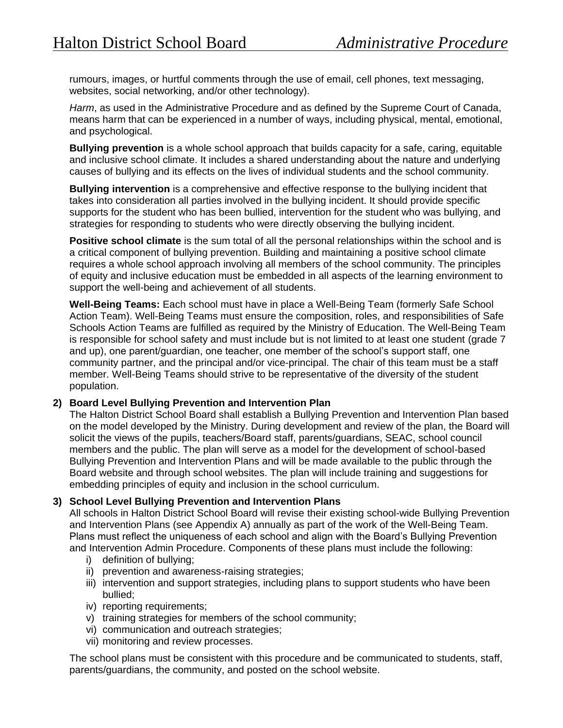rumours, images, or hurtful comments through the use of email, cell phones, text messaging, websites, social networking, and/or other technology).

*Harm*, as used in the Administrative Procedure and as defined by the Supreme Court of Canada, means harm that can be experienced in a number of ways, including physical, mental, emotional, and psychological.

**Bullying prevention** is a whole school approach that builds capacity for a safe, caring, equitable and inclusive school climate. It includes a shared understanding about the nature and underlying causes of bullying and its effects on the lives of individual students and the school community.

**Bullying intervention** is a comprehensive and effective response to the bullying incident that takes into consideration all parties involved in the bullying incident. It should provide specific supports for the student who has been bullied, intervention for the student who was bullying, and strategies for responding to students who were directly observing the bullying incident.

**Positive school climate** is the sum total of all the personal relationships within the school and is a critical component of bullying prevention. Building and maintaining a positive school climate requires a whole school approach involving all members of the school community. The principles of equity and inclusive education must be embedded in all aspects of the learning environment to support the well-being and achievement of all students.

**Well-Being Teams:** Each school must have in place a Well-Being Team (formerly Safe School Action Team). Well-Being Teams must ensure the composition, roles, and responsibilities of Safe Schools Action Teams are fulfilled as required by the Ministry of Education. The Well-Being Team is responsible for school safety and must include but is not limited to at least one student (grade 7 and up), one parent/guardian, one teacher, one member of the school's support staff, one community partner, and the principal and/or vice-principal. The chair of this team must be a staff member. Well-Being Teams should strive to be representative of the diversity of the student population.

**2) Board Level Bullying Prevention and Intervention Plan**

The Halton District School Board shall establish a Bullying Prevention and Intervention Plan based on the model developed by the Ministry. During development and review of the plan, the Board will solicit the views of the pupils, teachers/Board staff, parents/guardians, SEAC, school council members and the public. The plan will serve as a model for the development of school-based Bullying Prevention and Intervention Plans and will be made available to the public through the Board website and through school websites. The plan will include training and suggestions for embedding principles of equity and inclusion in the school curriculum.

**3) School Level Bullying Prevention and Intervention Plans**

All schools in Halton District School Board will revise their existing school-wide Bullying Prevention and Intervention Plans (see Appendix A) annually as part of the work of the Well-Being Team. Plans must reflect the uniqueness of each school and align with the Board's Bullying Prevention and Intervention Admin Procedure. Components of these plans must include the following:

i) definition of bullying;
ii) prevention and awareness-raising strategies;
iii) intervention and support strategies, including plans to support students who have been bullied;
iv) reporting requirements;
v) training strategies for members of the school community;
vi) communication and outreach strategies;
vii) monitoring and review processes.

The school plans must be consistent with this procedure and be communicated to students, staff, parents/guardians, the community, and posted on the school website.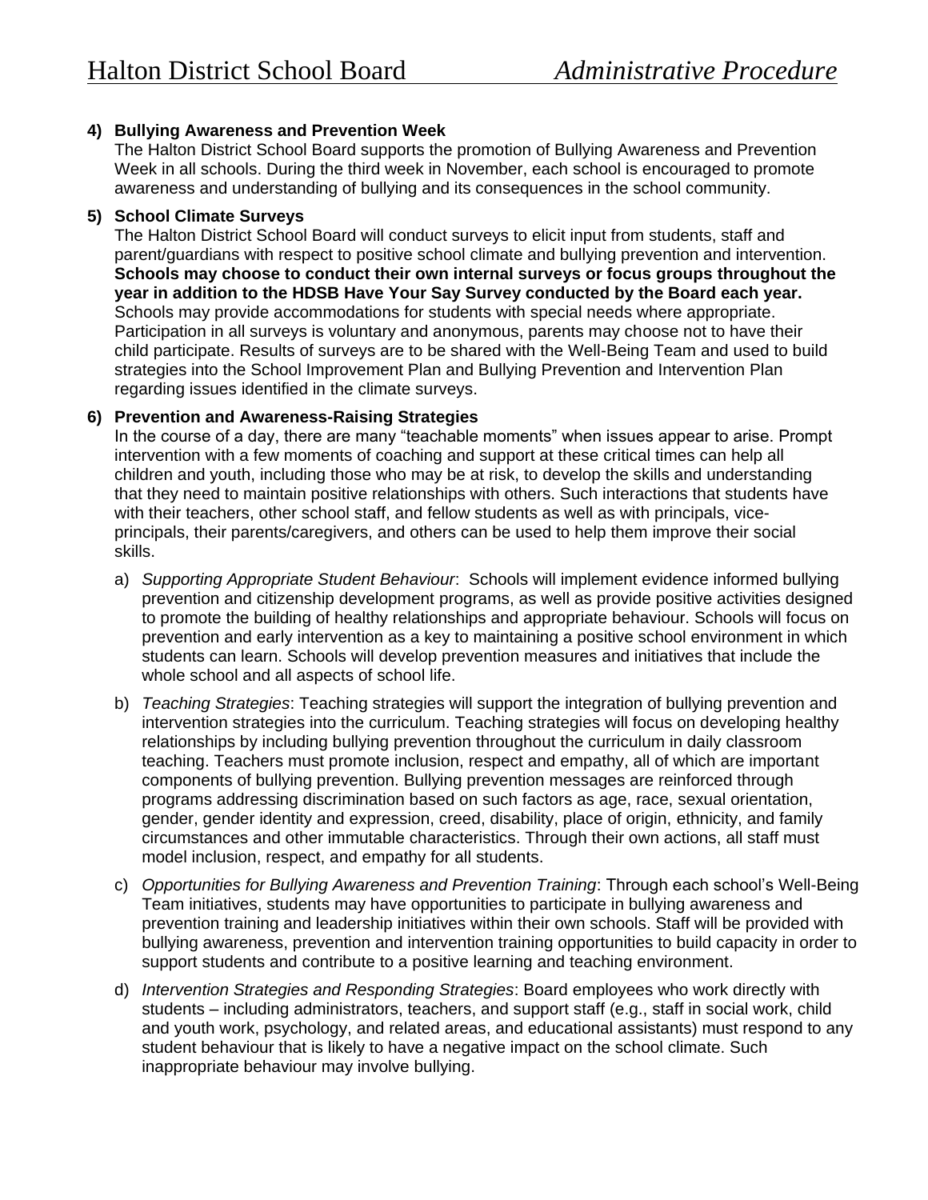**4) Bullying Awareness and Prevention Week**

The Halton District School Board supports the promotion of Bullying Awareness and Prevention Week in all schools. During the third week in November, each school is encouraged to promote awareness and understanding of bullying and its consequences in the school community.

**5) School Climate Surveys**

The Halton District School Board will conduct surveys to elicit input from students, staff and parent/guardians with respect to positive school climate and bullying prevention and intervention. **Schools may choose to conduct their own internal surveys or focus groups throughout the year in addition to the HDSB Have Your Say Survey conducted by the Board each year.** Schools may provide accommodations for students with special needs where appropriate. Participation in all surveys is voluntary and anonymous, parents may choose not to have their child participate. Results of surveys are to be shared with the Well-Being Team and used to build strategies into the School Improvement Plan and Bullying Prevention and Intervention Plan regarding issues identified in the climate surveys.

**6) Prevention and Awareness-Raising Strategies**

In the course of a day, there are many "teachable moments" when issues appear to arise. Prompt intervention with a few moments of coaching and support at these critical times can help all children and youth, including those who may be at risk, to develop the skills and understanding that they need to maintain positive relationships with others. Such interactions that students have with their teachers, other school staff, and fellow students as well as with principals, vice-principals, their parents/caregivers, and others can be used to help them improve their social skills.

a) *Supporting Appropriate Student Behaviour*: Schools will implement evidence informed bullying prevention and citizenship development programs, as well as provide positive activities designed to promote the building of healthy relationships and appropriate behaviour. Schools will focus on prevention and early intervention as a key to maintaining a positive school environment in which students can learn. Schools will develop prevention measures and initiatives that include the whole school and all aspects of school life.

b) *Teaching Strategies*: Teaching strategies will support the integration of bullying prevention and intervention strategies into the curriculum. Teaching strategies will focus on developing healthy relationships by including bullying prevention throughout the curriculum in daily classroom teaching. Teachers must promote inclusion, respect and empathy, all of which are important components of bullying prevention. Bullying prevention messages are reinforced through programs addressing discrimination based on such factors as age, race, sexual orientation, gender, gender identity and expression, creed, disability, place of origin, ethnicity, and family circumstances and other immutable characteristics. Through their own actions, all staff must model inclusion, respect, and empathy for all students.

c) *Opportunities for Bullying Awareness and Prevention Training*: Through each school's Well-Being Team initiatives, students may have opportunities to participate in bullying awareness and prevention training and leadership initiatives within their own schools. Staff will be provided with bullying awareness, prevention and intervention training opportunities to build capacity in order to support students and contribute to a positive learning and teaching environment.

d) *Intervention Strategies and Responding Strategies*: Board employees who work directly with students – including administrators, teachers, and support staff (e.g., staff in social work, child and youth work, psychology, and related areas, and educational assistants) must respond to any student behaviour that is likely to have a negative impact on the school climate. Such inappropriate behaviour may involve bullying.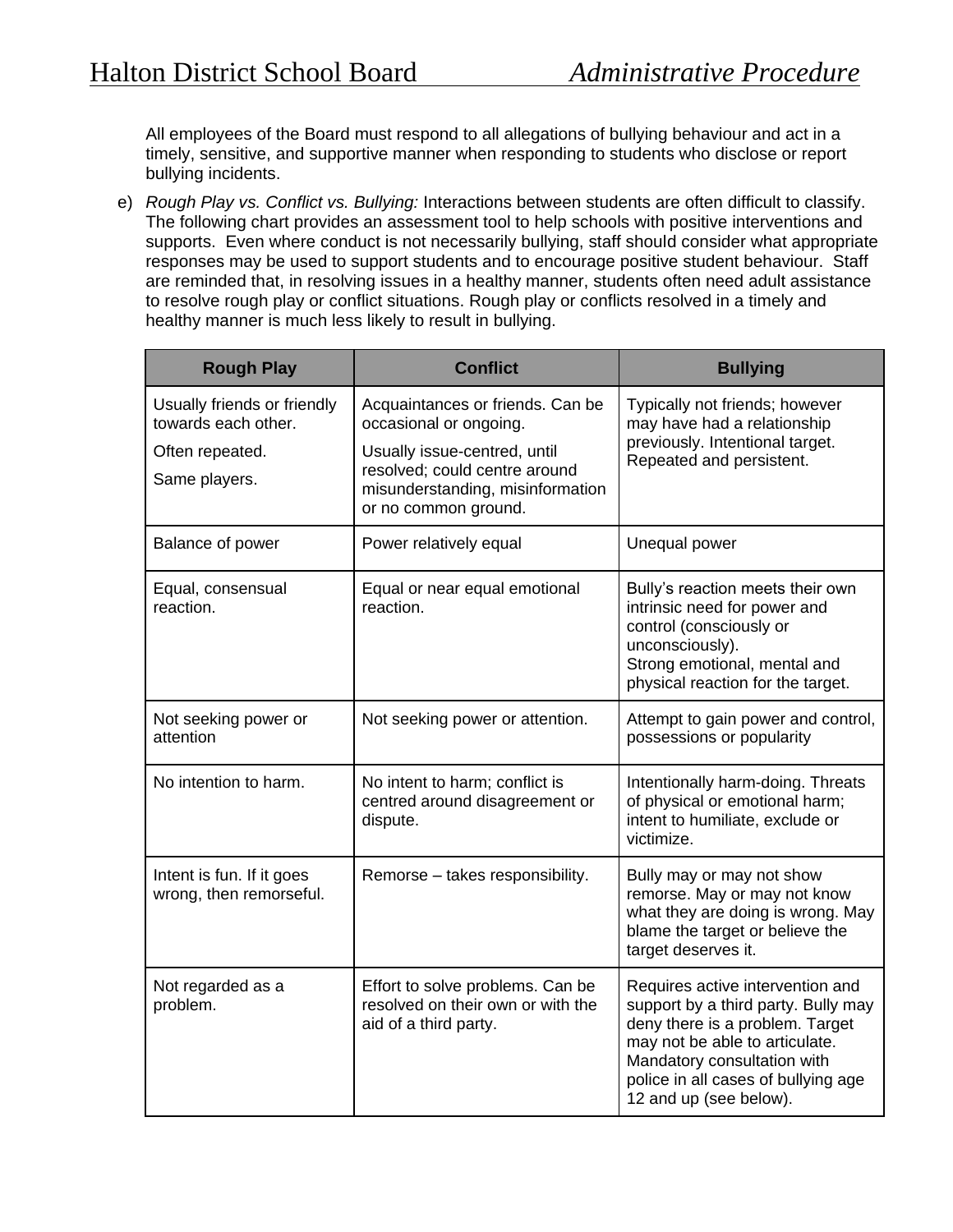All employees of the Board must respond to all allegations of bullying behaviour and act in a timely, sensitive, and supportive manner when responding to students who disclose or report bullying incidents.

e) *Rough Play vs. Conflict vs. Bullying:* Interactions between students are often difficult to classify. The following chart provides an assessment tool to help schools with positive interventions and supports. Even where conduct is not necessarily bullying, staff should consider what appropriate responses may be used to support students and to encourage positive student behaviour. Staff are reminded that, in resolving issues in a healthy manner, students often need adult assistance to resolve rough play or conflict situations. Rough play or conflicts resolved in a timely and healthy manner is much less likely to result in bullying.

| Rough Play | Conflict | Bullying |
|---|---|---|
| Usually friends or friendly towards each other.<br>Often repeated.<br>Same players. | Acquaintances or friends. Can be occasional or ongoing.<br>Usually issue-centred, until resolved; could centre around misunderstanding, misinformation or no common ground. | Typically not friends; however may have had a relationship previously. Intentional target. Repeated and persistent. |
| Balance of power | Power relatively equal | Unequal power |
| Equal, consensual reaction. | Equal or near equal emotional reaction. | Bully's reaction meets their own intrinsic need for power and control (consciously or unconsciously).<br>Strong emotional, mental and physical reaction for the target. |
| Not seeking power or attention | Not seeking power or attention. | Attempt to gain power and control, possessions or popularity |
| No intention to harm. | No intent to harm; conflict is centred around disagreement or dispute. | Intentionally harm-doing. Threats of physical or emotional harm; intent to humiliate, exclude or victimize. |
| Intent is fun. If it goes wrong, then remorseful. | Remorse – takes responsibility. | Bully may or may not show remorse. May or may not know what they are doing is wrong. May blame the target or believe the target deserves it. |
| Not regarded as a problem. | Effort to solve problems. Can be resolved on their own or with the aid of a third party. | Requires active intervention and support by a third party. Bully may deny there is a problem. Target may not be able to articulate. Mandatory consultation with police in all cases of bullying age 12 and up (see below). |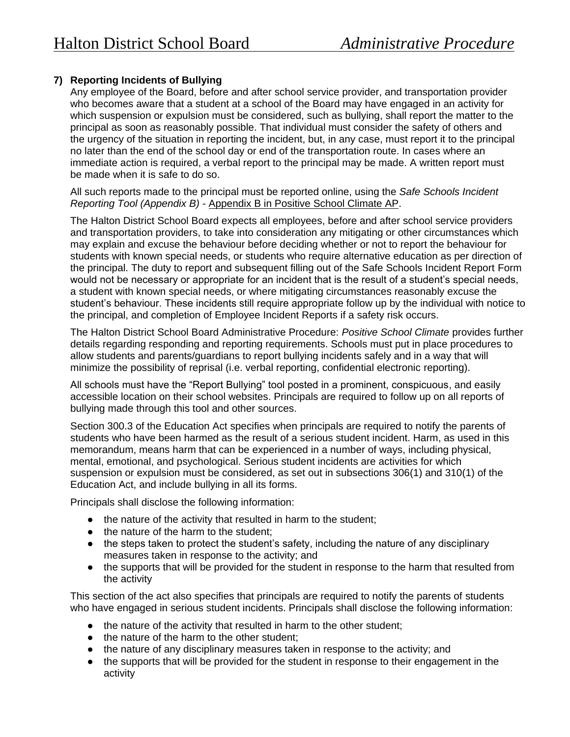## 7) Reporting Incidents of Bullying

Any employee of the Board, before and after school service provider, and transportation provider who becomes aware that a student at a school of the Board may have engaged in an activity for which suspension or expulsion must be considered, such as bullying, shall report the matter to the principal as soon as reasonably possible. That individual must consider the safety of others and the urgency of the situation in reporting the incident, but, in any case, must report it to the principal no later than the end of the school day or end of the transportation route. In cases where an immediate action is required, a verbal report to the principal may be made. A written report must be made when it is safe to do so.

All such reports made to the principal must be reported online, using the *Safe Schools Incident Reporting Tool (Appendix B)* - Appendix B in Positive School Climate AP.

The Halton District School Board expects all employees, before and after school service providers and transportation providers, to take into consideration any mitigating or other circumstances which may explain and excuse the behaviour before deciding whether or not to report the behaviour for students with known special needs, or students who require alternative education as per direction of the principal. The duty to report and subsequent filling out of the Safe Schools Incident Report Form would not be necessary or appropriate for an incident that is the result of a student's special needs, a student with known special needs, or where mitigating circumstances reasonably excuse the student's behaviour. These incidents still require appropriate follow up by the individual with notice to the principal, and completion of Employee Incident Reports if a safety risk occurs.

The Halton District School Board Administrative Procedure: *Positive School Climate* provides further details regarding responding and reporting requirements. Schools must put in place procedures to allow students and parents/guardians to report bullying incidents safely and in a way that will minimize the possibility of reprisal (i.e. verbal reporting, confidential electronic reporting).

All schools must have the "Report Bullying" tool posted in a prominent, conspicuous, and easily accessible location on their school websites. Principals are required to follow up on all reports of bullying made through this tool and other sources.

Section 300.3 of the Education Act specifies when principals are required to notify the parents of students who have been harmed as the result of a serious student incident. Harm, as used in this memorandum, means harm that can be experienced in a number of ways, including physical, mental, emotional, and psychological. Serious student incidents are activities for which suspension or expulsion must be considered, as set out in subsections 306(1) and 310(1) of the Education Act, and include bullying in all its forms.

Principals shall disclose the following information:

- the nature of the activity that resulted in harm to the student;
- the nature of the harm to the student;
- the steps taken to protect the student's safety, including the nature of any disciplinary measures taken in response to the activity; and
- the supports that will be provided for the student in response to the harm that resulted from the activity

This section of the act also specifies that principals are required to notify the parents of students who have engaged in serious student incidents. Principals shall disclose the following information:

- the nature of the activity that resulted in harm to the other student;
- the nature of the harm to the other student;
- the nature of any disciplinary measures taken in response to the activity; and
- the supports that will be provided for the student in response to their engagement in the activity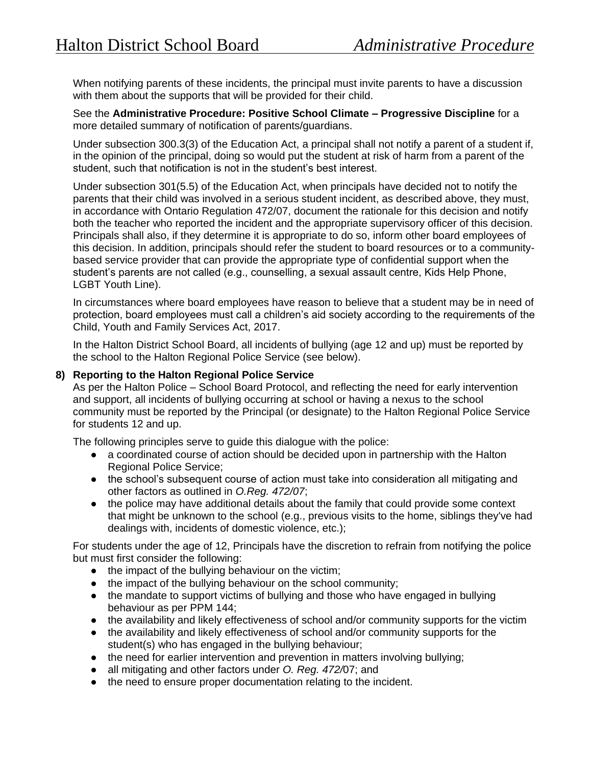When notifying parents of these incidents, the principal must invite parents to have a discussion with them about the supports that will be provided for their child.

See the **Administrative Procedure: Positive School Climate – Progressive Discipline** for a more detailed summary of notification of parents/guardians.

Under subsection 300.3(3) of the Education Act, a principal shall not notify a parent of a student if, in the opinion of the principal, doing so would put the student at risk of harm from a parent of the student, such that notification is not in the student's best interest.

Under subsection 301(5.5) of the Education Act, when principals have decided not to notify the parents that their child was involved in a serious student incident, as described above, they must, in accordance with Ontario Regulation 472/07, document the rationale for this decision and notify both the teacher who reported the incident and the appropriate supervisory officer of this decision. Principals shall also, if they determine it is appropriate to do so, inform other board employees of this decision. In addition, principals should refer the student to board resources or to a community-based service provider that can provide the appropriate type of confidential support when the student's parents are not called (e.g., counselling, a sexual assault centre, Kids Help Phone, LGBT Youth Line).

In circumstances where board employees have reason to believe that a student may be in need of protection, board employees must call a children's aid society according to the requirements of the Child, Youth and Family Services Act, 2017.

In the Halton District School Board, all incidents of bullying (age 12 and up) must be reported by the school to the Halton Regional Police Service (see below).

**8) Reporting to the Halton Regional Police Service**

As per the Halton Police – School Board Protocol, and reflecting the need for early intervention and support, all incidents of bullying occurring at school or having a nexus to the school community must be reported by the Principal (or designate) to the Halton Regional Police Service for students 12 and up.

The following principles serve to guide this dialogue with the police:

- a coordinated course of action should be decided upon in partnership with the Halton Regional Police Service;
- the school's subsequent course of action must take into consideration all mitigating and other factors as outlined in *O.Reg. 472/07*;
- the police may have additional details about the family that could provide some context that might be unknown to the school (e.g., previous visits to the home, siblings they've had dealings with, incidents of domestic violence, etc.);

For students under the age of 12, Principals have the discretion to refrain from notifying the police but must first consider the following:

- the impact of the bullying behaviour on the victim;
- the impact of the bullying behaviour on the school community;
- the mandate to support victims of bullying and those who have engaged in bullying behaviour as per PPM 144;
- the availability and likely effectiveness of school and/or community supports for the victim
- the availability and likely effectiveness of school and/or community supports for the student(s) who has engaged in the bullying behaviour;
- the need for earlier intervention and prevention in matters involving bullying;
- all mitigating and other factors under *O. Reg. 472/*07; and
- the need to ensure proper documentation relating to the incident.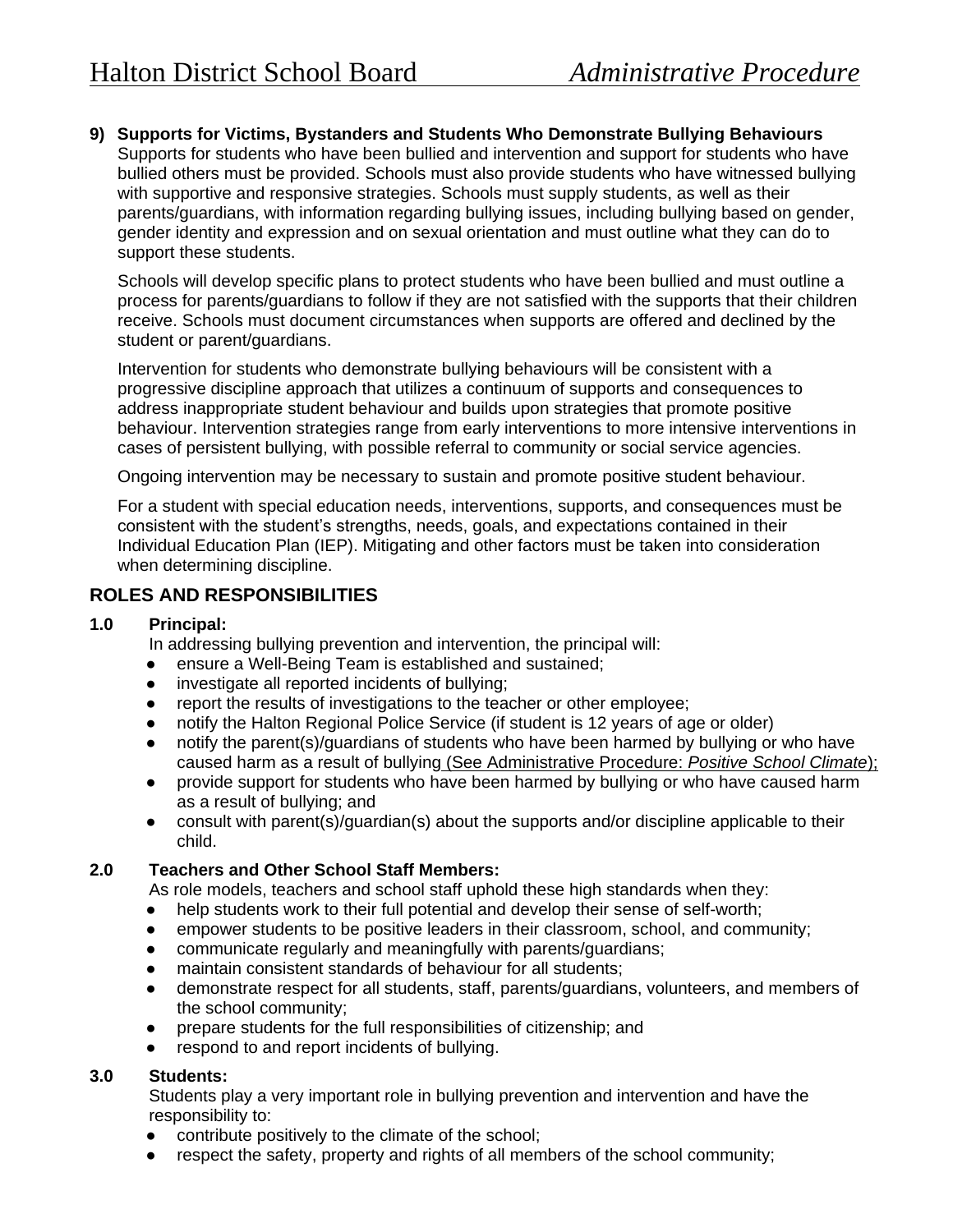**9) Supports for Victims, Bystanders and Students Who Demonstrate Bullying Behaviours**

Supports for students who have been bullied and intervention and support for students who have bullied others must be provided. Schools must also provide students who have witnessed bullying with supportive and responsive strategies. Schools must supply students, as well as their parents/guardians, with information regarding bullying issues, including bullying based on gender, gender identity and expression and on sexual orientation and must outline what they can do to support these students.

Schools will develop specific plans to protect students who have been bullied and must outline a process for parents/guardians to follow if they are not satisfied with the supports that their children receive. Schools must document circumstances when supports are offered and declined by the student or parent/guardians.

Intervention for students who demonstrate bullying behaviours will be consistent with a progressive discipline approach that utilizes a continuum of supports and consequences to address inappropriate student behaviour and builds upon strategies that promote positive behaviour. Intervention strategies range from early interventions to more intensive interventions in cases of persistent bullying, with possible referral to community or social service agencies.

Ongoing intervention may be necessary to sustain and promote positive student behaviour.

For a student with special education needs, interventions, supports, and consequences must be consistent with the student's strengths, needs, goals, and expectations contained in their Individual Education Plan (IEP). Mitigating and other factors must be taken into consideration when determining discipline.

## ROLES AND RESPONSIBILITIES

**1.0 Principal:**

In addressing bullying prevention and intervention, the principal will:

- ensure a Well-Being Team is established and sustained;
- investigate all reported incidents of bullying;
- report the results of investigations to the teacher or other employee;
- notify the Halton Regional Police Service (if student is 12 years of age or older)
- notify the parent(s)/guardians of students who have been harmed by bullying or who have caused harm as a result of bullying (See Administrative Procedure: *Positive School Climate*);
- provide support for students who have been harmed by bullying or who have caused harm as a result of bullying; and
- consult with parent(s)/guardian(s) about the supports and/or discipline applicable to their child.

**2.0 Teachers and Other School Staff Members:**

As role models, teachers and school staff uphold these high standards when they:

- help students work to their full potential and develop their sense of self-worth;
- empower students to be positive leaders in their classroom, school, and community;
- communicate regularly and meaningfully with parents/guardians;
- maintain consistent standards of behaviour for all students;
- demonstrate respect for all students, staff, parents/guardians, volunteers, and members of the school community;
- prepare students for the full responsibilities of citizenship; and
- respond to and report incidents of bullying.

**3.0 Students:**

Students play a very important role in bullying prevention and intervention and have the responsibility to:

- contribute positively to the climate of the school;
- respect the safety, property and rights of all members of the school community;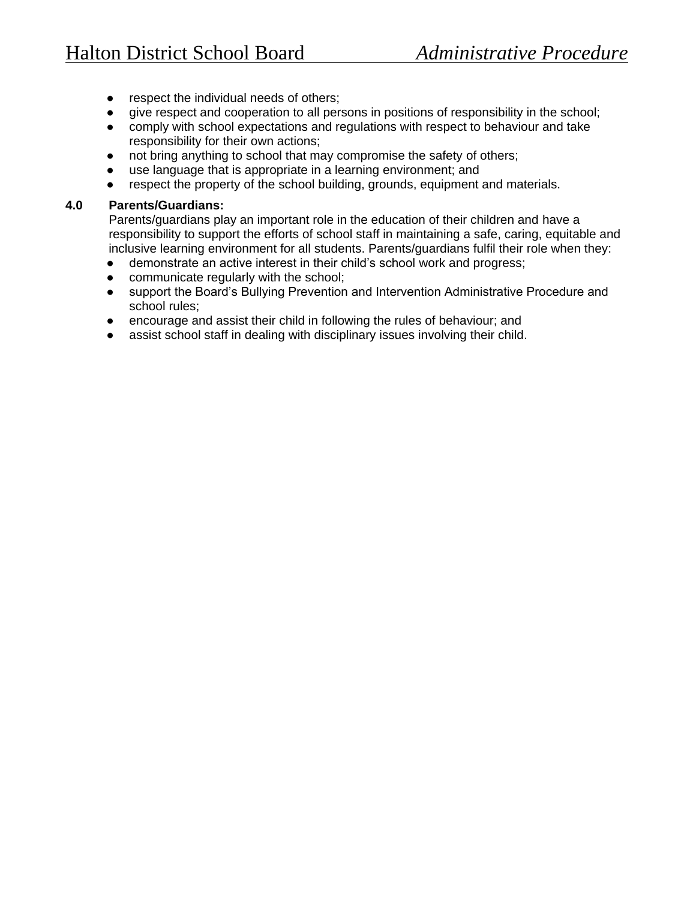- respect the individual needs of others;
- give respect and cooperation to all persons in positions of responsibility in the school;
- comply with school expectations and regulations with respect to behaviour and take responsibility for their own actions;
- not bring anything to school that may compromise the safety of others;
- use language that is appropriate in a learning environment; and
- respect the property of the school building, grounds, equipment and materials.

**4.0 Parents/Guardians:**

Parents/guardians play an important role in the education of their children and have a responsibility to support the efforts of school staff in maintaining a safe, caring, equitable and inclusive learning environment for all students. Parents/guardians fulfil their role when they:

- demonstrate an active interest in their child's school work and progress;
- communicate regularly with the school;
- support the Board's Bullying Prevention and Intervention Administrative Procedure and school rules;
- encourage and assist their child in following the rules of behaviour; and
- assist school staff in dealing with disciplinary issues involving their child.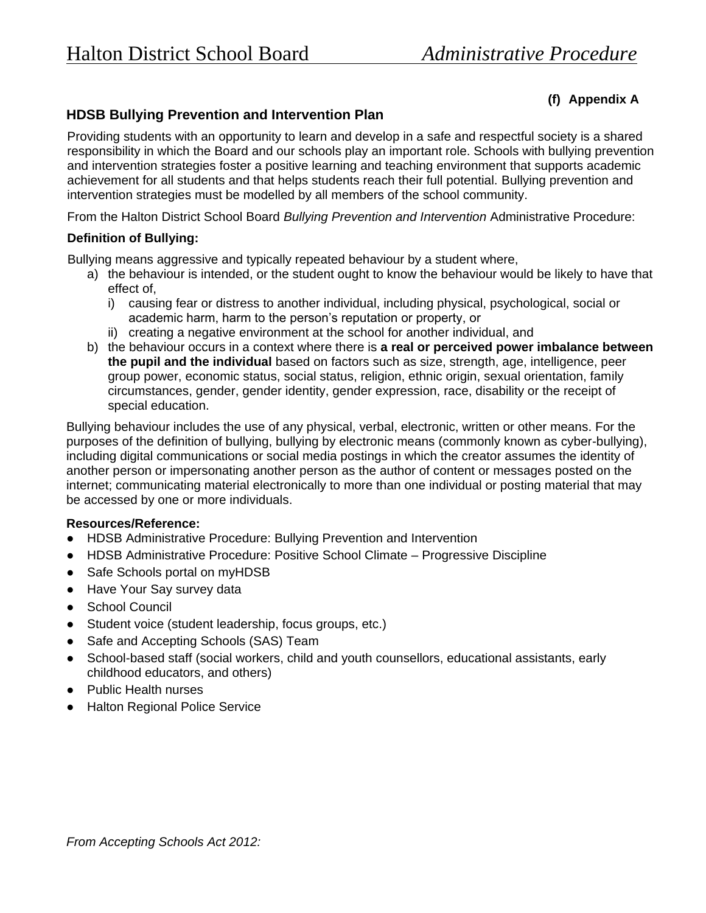**(f) Appendix A**

## HDSB Bullying Prevention and Intervention Plan

Providing students with an opportunity to learn and develop in a safe and respectful society is a shared responsibility in which the Board and our schools play an important role. Schools with bullying prevention and intervention strategies foster a positive learning and teaching environment that supports academic achievement for all students and that helps students reach their full potential. Bullying prevention and intervention strategies must be modelled by all members of the school community.

From the Halton District School Board *Bullying Prevention and Intervention* Administrative Procedure:

**Definition of Bullying:**

Bullying means aggressive and typically repeated behaviour by a student where,

a) the behaviour is intended, or the student ought to know the behaviour would be likely to have that effect of,
   i) causing fear or distress to another individual, including physical, psychological, social or academic harm, harm to the person's reputation or property, or
   ii) creating a negative environment at the school for another individual, and
b) the behaviour occurs in a context where there is **a real or perceived power imbalance between the pupil and the individual** based on factors such as size, strength, age, intelligence, peer group power, economic status, social status, religion, ethnic origin, sexual orientation, family circumstances, gender, gender identity, gender expression, race, disability or the receipt of special education.

Bullying behaviour includes the use of any physical, verbal, electronic, written or other means. For the purposes of the definition of bullying, bullying by electronic means (commonly known as cyber-bullying), including digital communications or social media postings in which the creator assumes the identity of another person or impersonating another person as the author of content or messages posted on the internet; communicating material electronically to more than one individual or posting material that may be accessed by one or more individuals.

**Resources/Reference:**

- HDSB Administrative Procedure: Bullying Prevention and Intervention
- HDSB Administrative Procedure: Positive School Climate – Progressive Discipline
- Safe Schools portal on myHDSB
- Have Your Say survey data
- School Council
- Student voice (student leadership, focus groups, etc.)
- Safe and Accepting Schools (SAS) Team
- School-based staff (social workers, child and youth counsellors, educational assistants, early childhood educators, and others)
- Public Health nurses
- Halton Regional Police Service

*From Accepting Schools Act 2012:*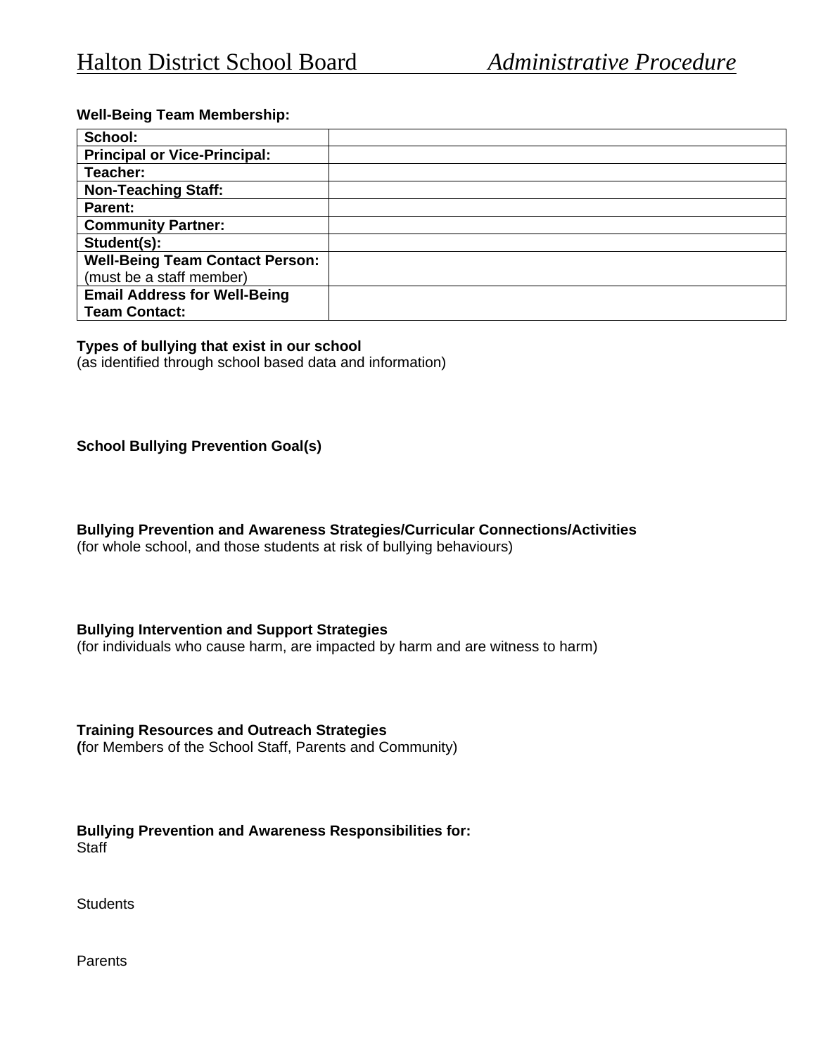**Well-Being Team Membership:**

| | |
|---|---|
| **School:** | |
| **Principal or Vice-Principal:** | |
| **Teacher:** | |
| **Non-Teaching Staff:** | |
| **Parent:** | |
| **Community Partner:** | |
| **Student(s):** | |
| **Well-Being Team Contact Person:** (must be a staff member) | |
| **Email Address for Well-Being Team Contact:** | |

**Types of bullying that exist in our school**
(as identified through school based data and information)

**School Bullying Prevention Goal(s)**

**Bullying Prevention and Awareness Strategies/Curricular Connections/Activities**
(for whole school, and those students at risk of bullying behaviours)

**Bullying Intervention and Support Strategies**
(for individuals who cause harm, are impacted by harm and are witness to harm)

**Training Resources and Outreach Strategies**
**(**for Members of the School Staff, Parents and Community)

**Bullying Prevention and Awareness Responsibilities for:**
Staff

Students

Parents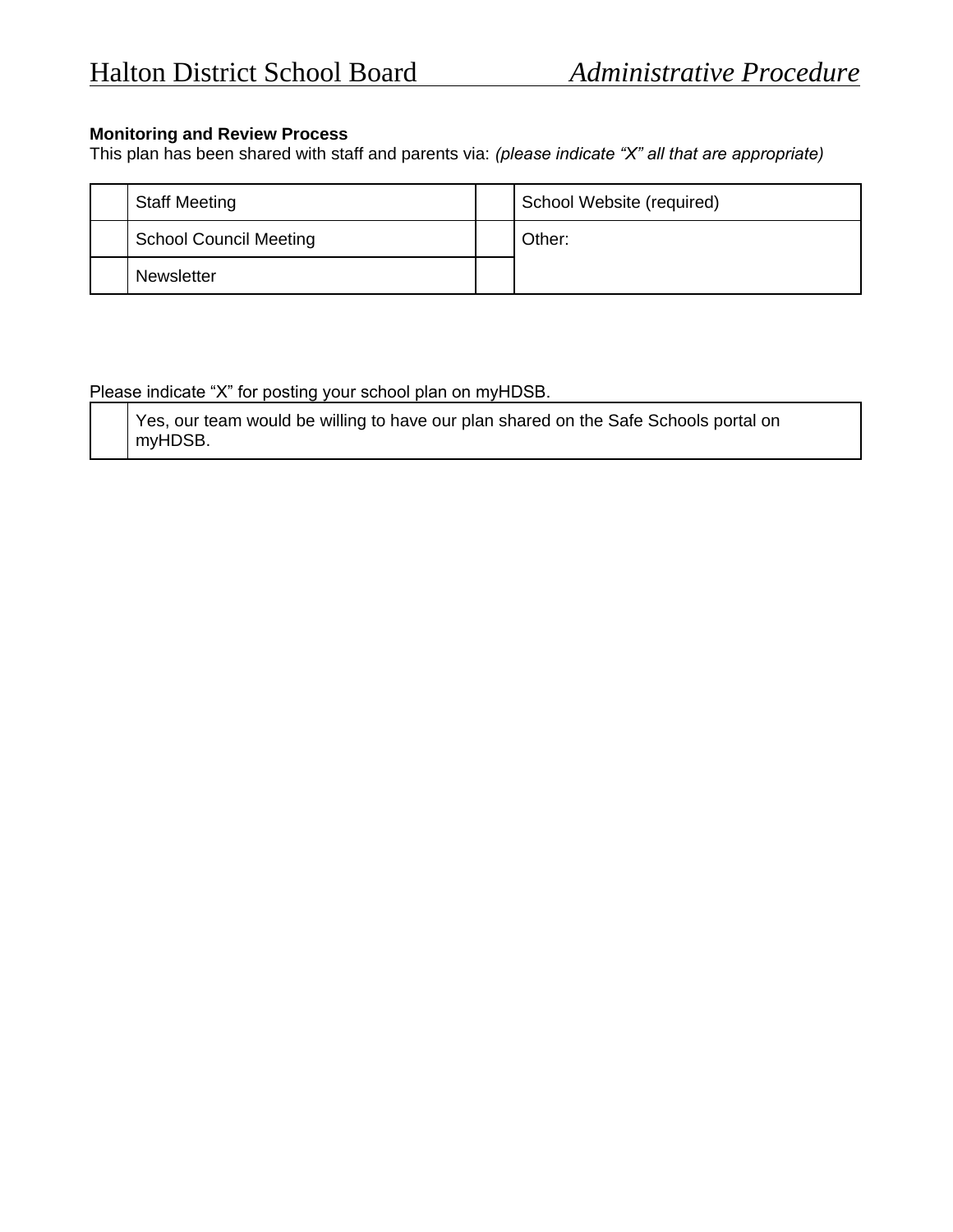**Monitoring and Review Process**
This plan has been shared with staff and parents via: *(please indicate "X" all that are appropriate)*

| | | | |
|---|---|---|---|
| | Staff Meeting | | School Website (required) |
| | School Council Meeting | | Other: |
| | Newsletter | | |

Please indicate "X" for posting your school plan on myHDSB.

| | |
|---|---|
| | Yes, our team would be willing to have our plan shared on the Safe Schools portal on myHDSB. |